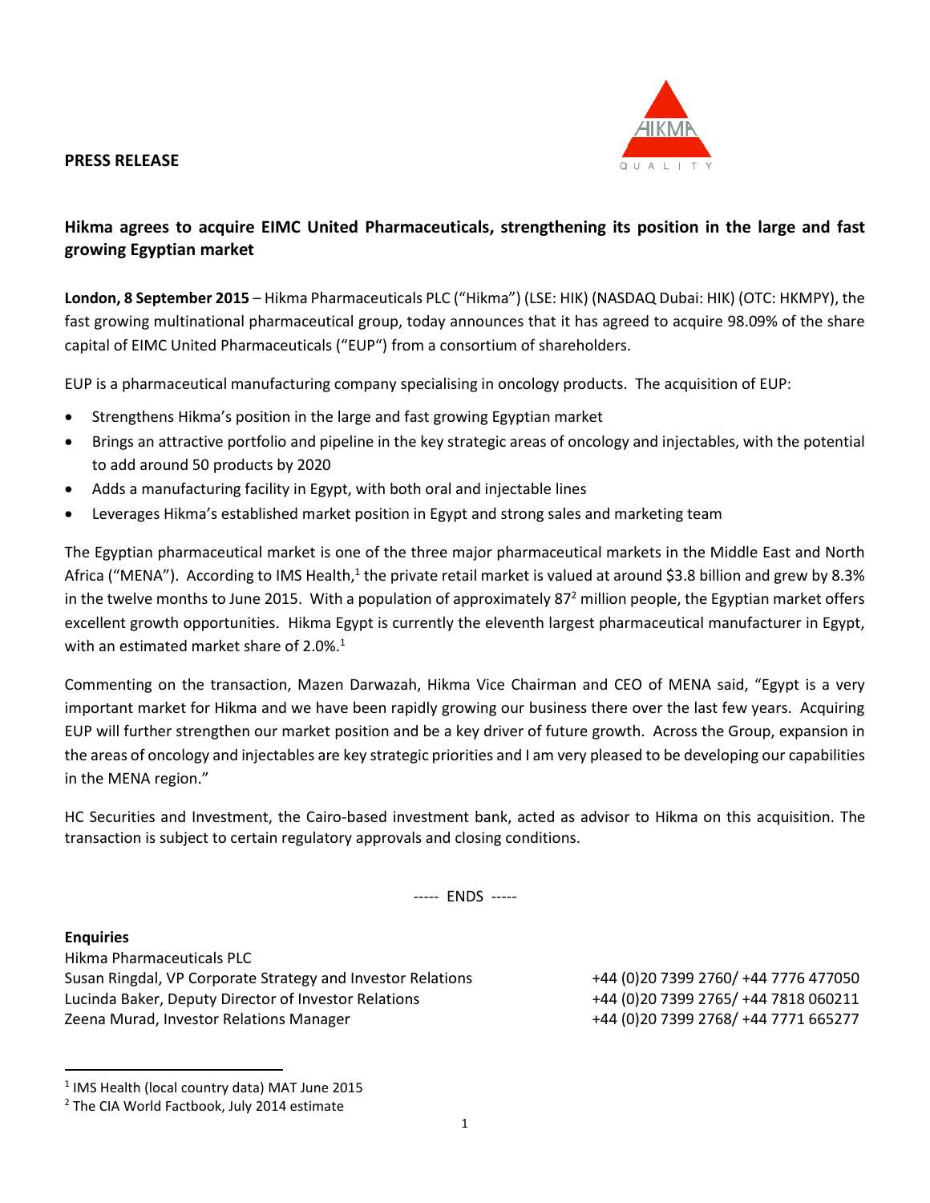**PRESS RELEASE**

# Hikma agrees to acquire EIMC United Pharmaceuticals, strengthening its position in the large and fast growing Egyptian market

**London, 8 September 2015** – Hikma Pharmaceuticals PLC ("Hikma") (LSE: HIK) (NASDAQ Dubai: HIK) (OTC: HKMPY), the fast growing multinational pharmaceutical group, today announces that it has agreed to acquire 98.09% of the share capital of EIMC United Pharmaceuticals ("EUP") from a consortium of shareholders.

EUP is a pharmaceutical manufacturing company specialising in oncology products. The acquisition of EUP:

- Strengthens Hikma's position in the large and fast growing Egyptian market
- Brings an attractive portfolio and pipeline in the key strategic areas of oncology and injectables, with the potential to add around 50 products by 2020
- Adds a manufacturing facility in Egypt, with both oral and injectable lines
- Leverages Hikma's established market position in Egypt and strong sales and marketing team

The Egyptian pharmaceutical market is one of the three major pharmaceutical markets in the Middle East and North Africa ("MENA"). According to IMS Health,[1] the private retail market is valued at around $3.8 billion and grew by 8.3% in the twelve months to June 2015. With a population of approximately 87[2] million people, the Egyptian market offers excellent growth opportunities. Hikma Egypt is currently the eleventh largest pharmaceutical manufacturer in Egypt, with an estimated market share of 2.0%.[1]

Commenting on the transaction, Mazen Darwazah, Hikma Vice Chairman and CEO of MENA said, "Egypt is a very important market for Hikma and we have been rapidly growing our business there over the last few years. Acquiring EUP will further strengthen our market position and be a key driver of future growth. Across the Group, expansion in the areas of oncology and injectables are key strategic priorities and I am very pleased to be developing our capabilities in the MENA region."

HC Securities and Investment, the Cairo-based investment bank, acted as advisor to Hikma on this acquisition. The transaction is subject to certain regulatory approvals and closing conditions.

----- ENDS -----

**Enquiries**

Hikma Pharmaceuticals PLC

| | |
|---|---|
| Susan Ringdal, VP Corporate Strategy and Investor Relations | +44 (0)20 7399 2760/ +44 7776 477050 |
| Lucinda Baker, Deputy Director of Investor Relations | +44 (0)20 7399 2765/ +44 7818 060211 |
| Zeena Murad, Investor Relations Manager | +44 (0)20 7399 2768/ +44 7771 665277 |

[1] IMS Health (local country data) MAT June 2015

[2] The CIA World Factbook, July 2014 estimate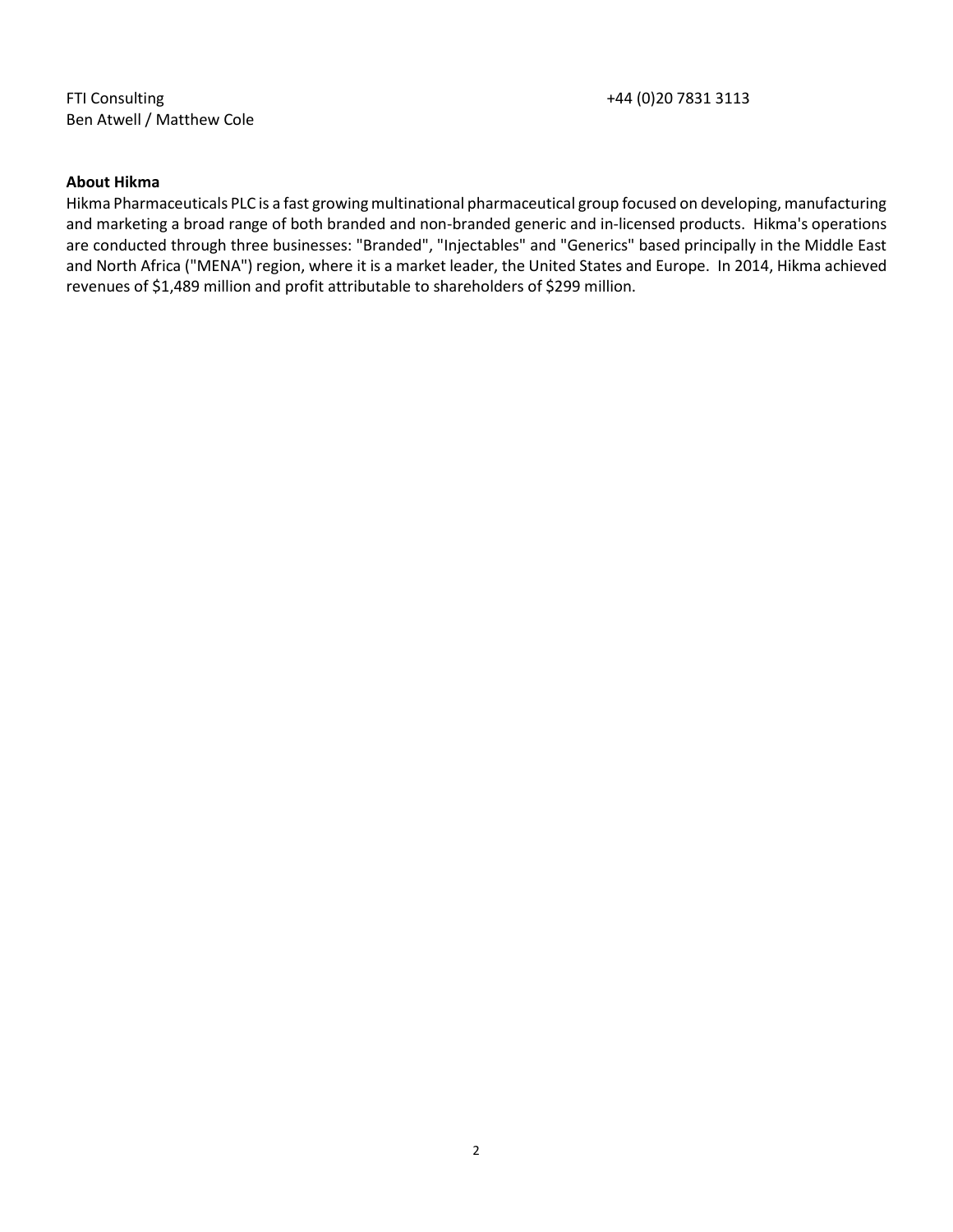FTI Consulting +44 (0)20 7831 3113
Ben Atwell / Matthew Cole

**About Hikma**

Hikma Pharmaceuticals PLC is a fast growing multinational pharmaceutical group focused on developing, manufacturing and marketing a broad range of both branded and non-branded generic and in-licensed products. Hikma's operations are conducted through three businesses: "Branded", "Injectables" and "Generics" based principally in the Middle East and North Africa ("MENA") region, where it is a market leader, the United States and Europe. In 2014, Hikma achieved revenues of $1,489 million and profit attributable to shareholders of $299 million.